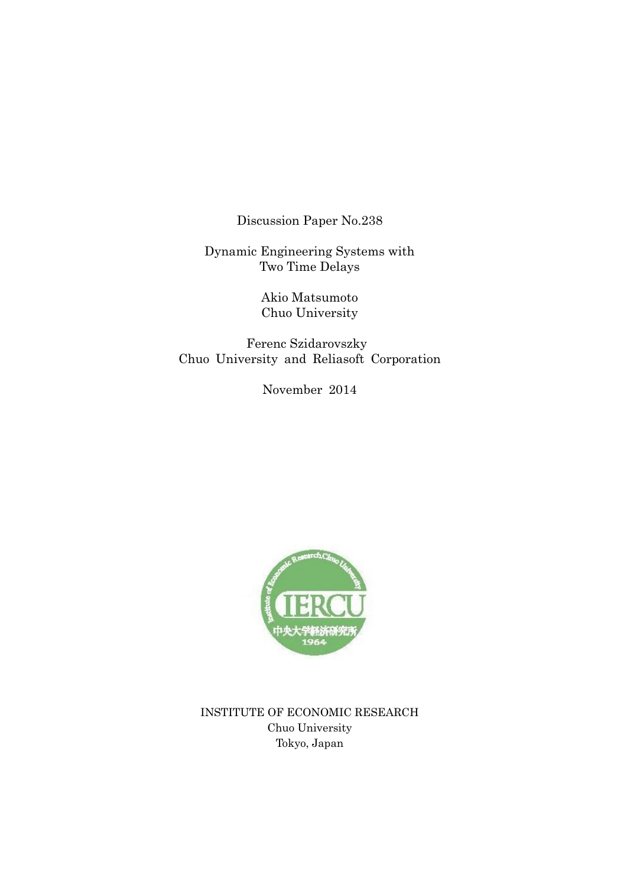Discussion Paper No.238

# Dynamic Engineering Systems with Two Time Delays

Akio Matsumoto
Chuo University

Ferenc Szidarovszky
Chuo University and Reliasoft Corporation

November 2014

INSTITUTE OF ECONOMIC RESEARCH
Chuo University
Tokyo, Japan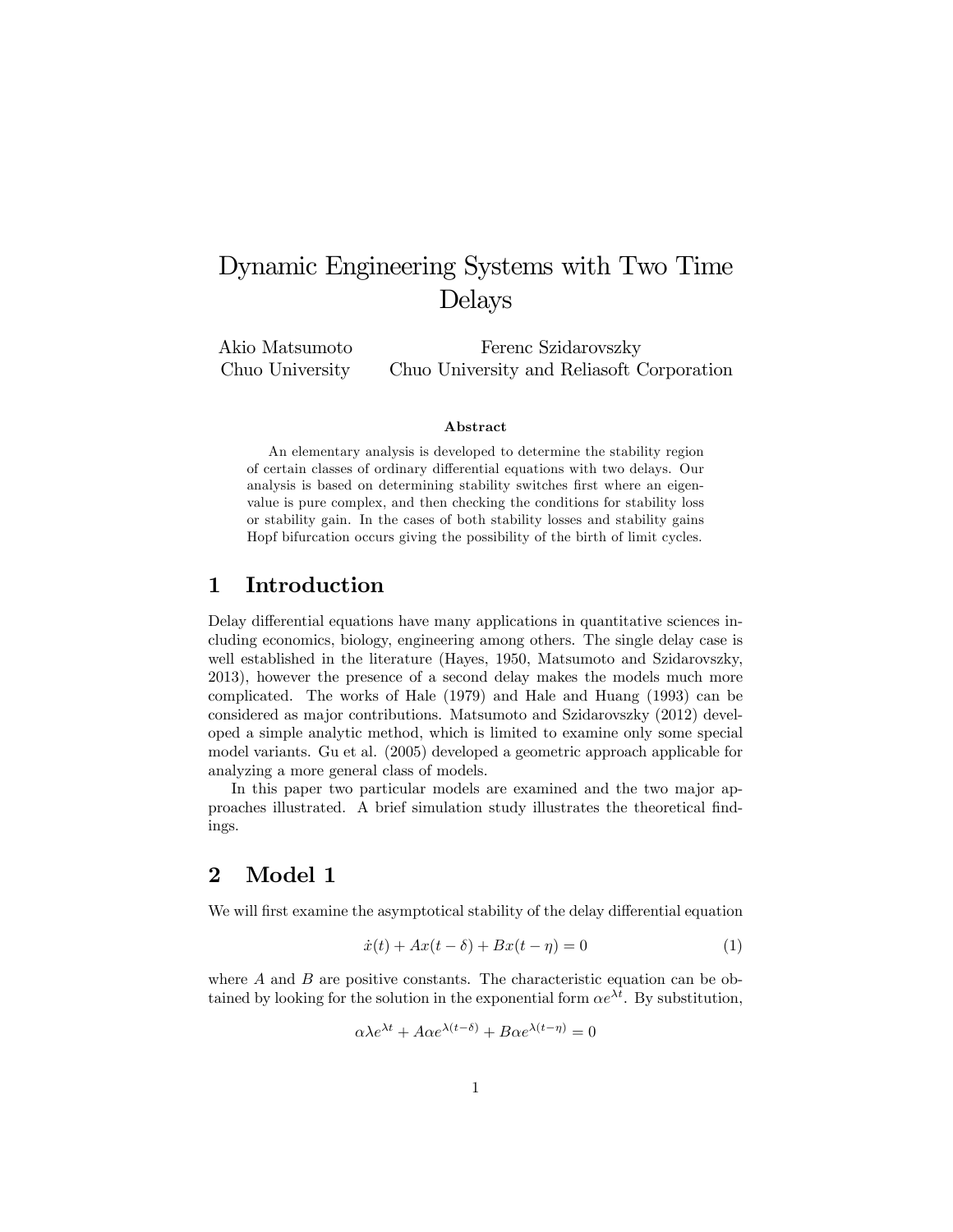# Dynamic Engineering Systems with Two Time Delays

Akio Matsumoto
Chuo University

Ferenc Szidarovszky
Chuo University and Reliasoft Corporation

**Abstract**

An elementary analysis is developed to determine the stability region of certain classes of ordinary differential equations with two delays. Our analysis is based on determining stability switches first where an eigenvalue is pure complex, and then checking the conditions for stability loss or stability gain. In the cases of both stability losses and stability gains Hopf bifurcation occurs giving the possibility of the birth of limit cycles.

## 1 Introduction

Delay differential equations have many applications in quantitative sciences including economics, biology, engineering among others. The single delay case is well established in the literature (Hayes, 1950, Matsumoto and Szidarovszky, 2013), however the presence of a second delay makes the models much more complicated. The works of Hale (1979) and Hale and Huang (1993) can be considered as major contributions. Matsumoto and Szidarovszky (2012) developed a simple analytic method, which is limited to examine only some special model variants. Gu et al. (2005) developed a geometric approach applicable for analyzing a more general class of models.

In this paper two particular models are examined and the two major approaches illustrated. A brief simulation study illustrates the theoretical findings.

## 2 Model 1

We will first examine the asymptotical stability of the delay differential equation

$$\dot{x}(t) + Ax(t - \delta) + Bx(t - \eta) = 0 \tag{1}$$

where $A$ and $B$ are positive constants. The characteristic equation can be obtained by looking for the solution in the exponential form $\alpha e^{\lambda t}$. By substitution,

$$\alpha \lambda e^{\lambda t} + A\alpha e^{\lambda(t-\delta)} + B\alpha e^{\lambda(t-\eta)} = 0$$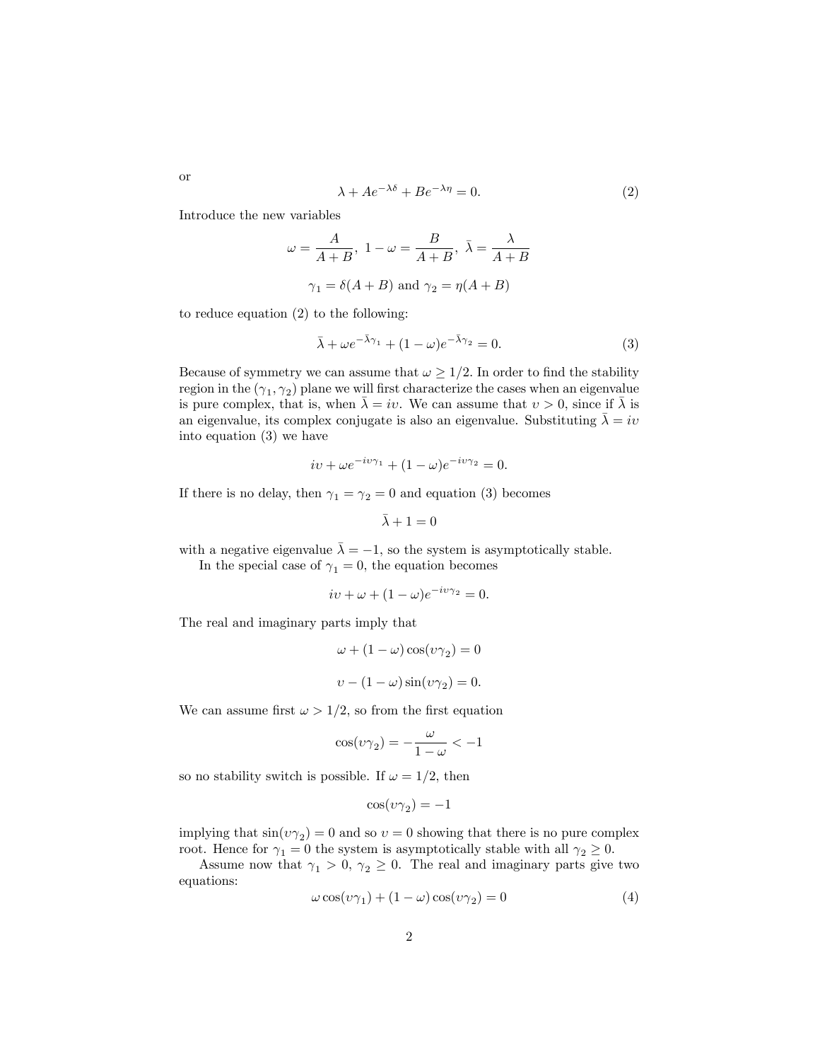or

$$\lambda + Ae^{-\lambda\delta} + Be^{-\lambda\eta} = 0. \tag{2}$$

Introduce the new variables

$$\omega = \frac{A}{A+B},\ 1-\omega = \frac{B}{A+B},\ \bar{\lambda} = \frac{\lambda}{A+B}$$

$$\gamma_1 = \delta(A+B) \text{ and } \gamma_2 = \eta(A+B)$$

to reduce equation (2) to the following:

$$\bar{\lambda} + \omega e^{-\bar{\lambda}\gamma_1} + (1-\omega)e^{-\bar{\lambda}\gamma_2} = 0. \tag{3}$$

Because of symmetry we can assume that $\omega \geq 1/2$. In order to find the stability region in the $(\gamma_1, \gamma_2)$ plane we will first characterize the cases when an eigenvalue is pure complex, that is, when $\bar{\lambda} = i\upsilon$. We can assume that $\upsilon > 0$, since if $\bar{\lambda}$ is an eigenvalue, its complex conjugate is also an eigenvalue. Substituting $\bar{\lambda} = i\upsilon$ into equation (3) we have

$$i\upsilon + \omega e^{-i\upsilon\gamma_1} + (1-\omega)e^{-i\upsilon\gamma_2} = 0.$$

If there is no delay, then $\gamma_1 = \gamma_2 = 0$ and equation (3) becomes

$$\bar{\lambda} + 1 = 0$$

with a negative eigenvalue $\bar{\lambda} = -1$, so the system is asymptotically stable.

In the special case of $\gamma_1 = 0$, the equation becomes

$$i\upsilon + \omega + (1-\omega)e^{-i\upsilon\gamma_2} = 0.$$

The real and imaginary parts imply that

$$\omega + (1-\omega)\cos(\upsilon\gamma_2) = 0$$

$$\upsilon - (1-\omega)\sin(\upsilon\gamma_2) = 0.$$

We can assume first $\omega > 1/2$, so from the first equation

$$\cos(\upsilon\gamma_2) = -\frac{\omega}{1-\omega} < -1$$

so no stability switch is possible. If $\omega = 1/2$, then

$$\cos(\upsilon\gamma_2) = -1$$

implying that $\sin(\upsilon\gamma_2) = 0$ and so $\upsilon = 0$ showing that there is no pure complex root. Hence for $\gamma_1 = 0$ the system is asymptotically stable with all $\gamma_2 \geq 0$.

Assume now that $\gamma_1 > 0,\ \gamma_2 \geq 0$. The real and imaginary parts give two equations:

$$\omega\cos(\upsilon\gamma_1) + (1-\omega)\cos(\upsilon\gamma_2) = 0 \tag{4}$$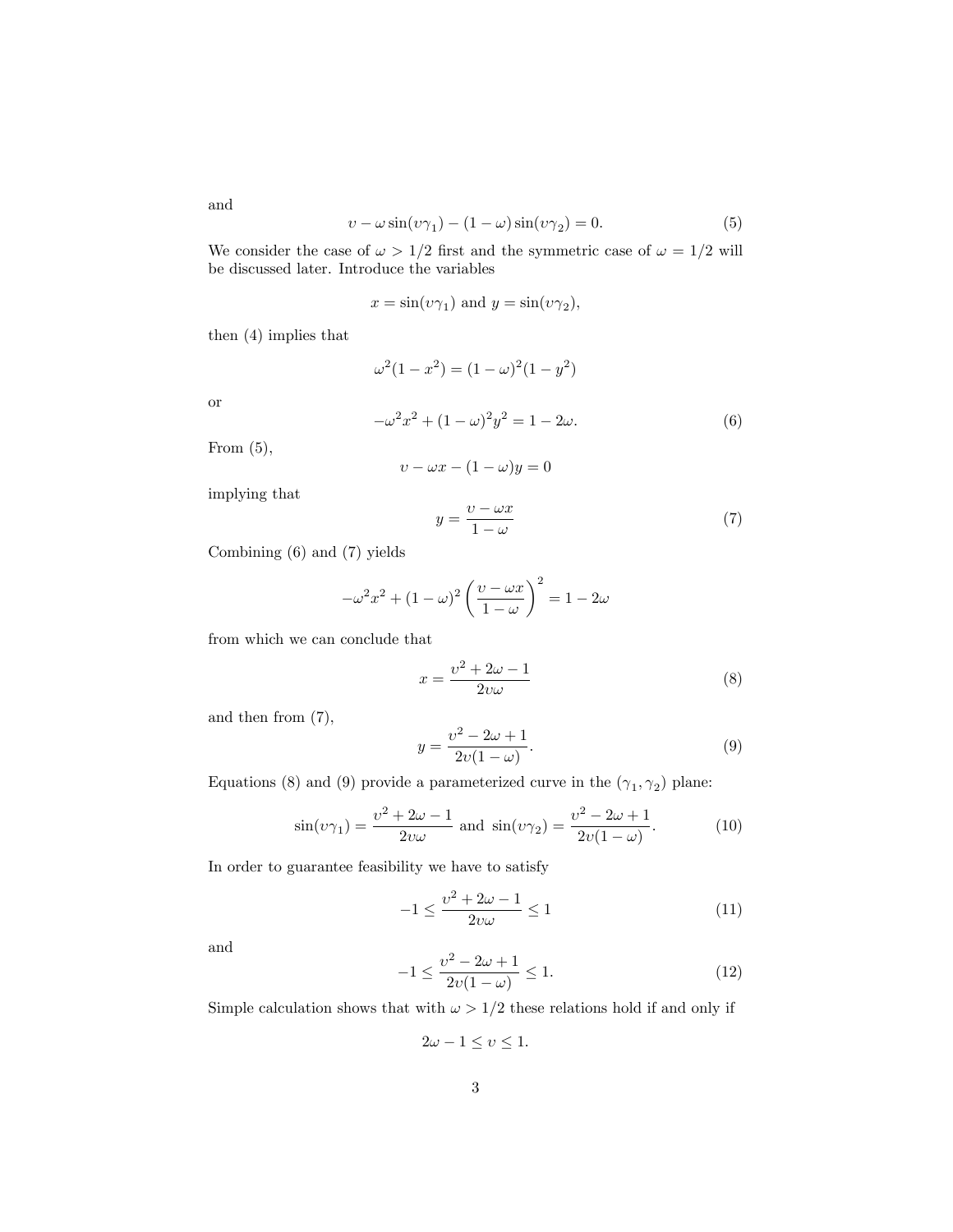and

$$
\upsilon - \omega \sin(\upsilon\gamma_1) - (1-\omega)\sin(\upsilon\gamma_2) = 0. \tag{5}
$$

We consider the case of $\omega > 1/2$ first and the symmetric case of $\omega = 1/2$ will be discussed later. Introduce the variables

$$
x = \sin(\upsilon\gamma_1) \text{ and } y = \sin(\upsilon\gamma_2),
$$

then (4) implies that

$$
\omega^2(1-x^2) = (1-\omega)^2(1-y^2)
$$

or

$$
-\omega^2x^2 + (1-\omega)^2y^2 = 1 - 2\omega. \tag{6}
$$

From (5),

$$
\upsilon - \omega x - (1-\omega)y = 0
$$

implying that

$$
y = \frac{\upsilon - \omega x}{1-\omega} \tag{7}
$$

Combining (6) and (7) yields

$$
-\omega^2x^2 + (1-\omega)^2\left(\frac{\upsilon - \omega x}{1-\omega}\right)^2 = 1 - 2\omega
$$

from which we can conclude that

$$
x = \frac{\upsilon^2 + 2\omega - 1}{2\upsilon\omega} \tag{8}
$$

and then from (7),

$$
y = \frac{\upsilon^2 - 2\omega + 1}{2\upsilon(1-\omega)}. \tag{9}
$$

Equations (8) and (9) provide a parameterized curve in the $(\gamma_1, \gamma_2)$ plane:

$$
\sin(\upsilon\gamma_1) = \frac{\upsilon^2 + 2\omega - 1}{2\upsilon\omega} \text{ and } \sin(\upsilon\gamma_2) = \frac{\upsilon^2 - 2\omega + 1}{2\upsilon(1-\omega)}. \tag{10}
$$

In order to guarantee feasibility we have to satisfy

$$
-1 \le \frac{\upsilon^2 + 2\omega - 1}{2\upsilon\omega} \le 1 \tag{11}
$$

and

$$
-1 \le \frac{\upsilon^2 - 2\omega + 1}{2\upsilon(1-\omega)} \le 1. \tag{12}
$$

Simple calculation shows that with $\omega > 1/2$ these relations hold if and only if

$$
2\omega - 1 \le \upsilon \le 1.
$$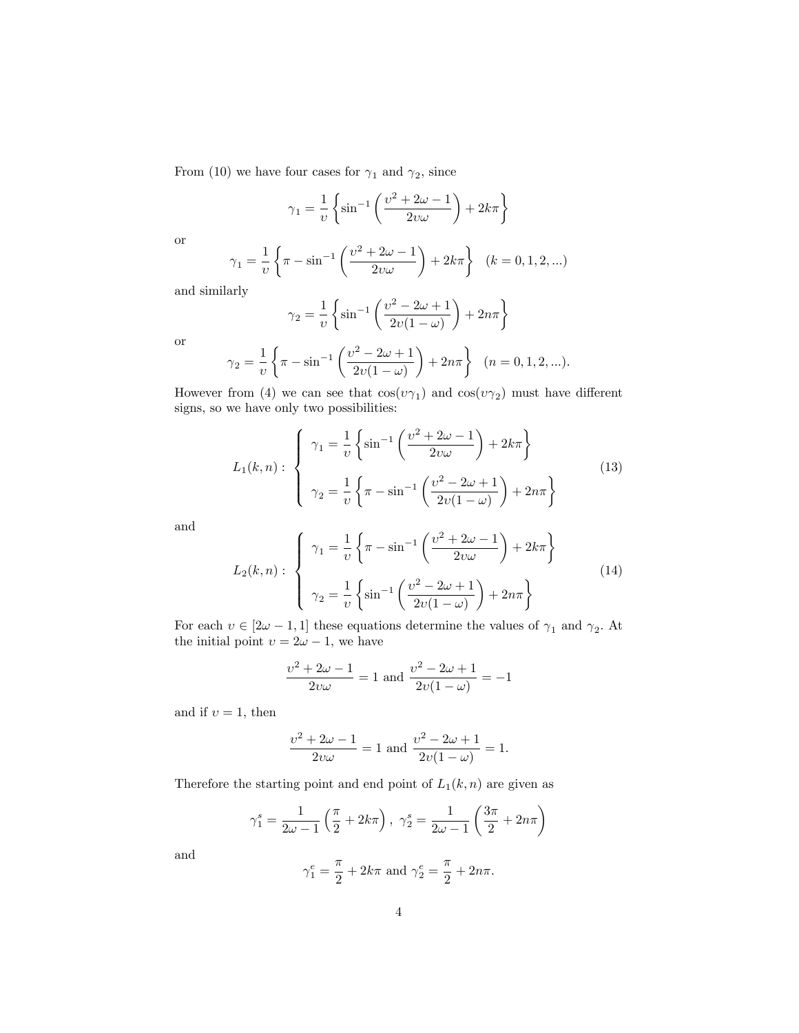From (10) we have four cases for $\gamma_1$ and $\gamma_2$, since

$$\gamma_1 = \frac{1}{\upsilon}\left\{\sin^{-1}\left(\frac{\upsilon^2+2\omega-1}{2\upsilon\omega}\right)+2k\pi\right\}$$

or

$$\gamma_1 = \frac{1}{\upsilon}\left\{\pi-\sin^{-1}\left(\frac{\upsilon^2+2\omega-1}{2\upsilon\omega}\right)+2k\pi\right\} \quad (k=0,1,2,...)$$

and similarly

$$\gamma_2 = \frac{1}{\upsilon}\left\{\sin^{-1}\left(\frac{\upsilon^2-2\omega+1}{2\upsilon(1-\omega)}\right)+2n\pi\right\}$$

or

$$\gamma_2 = \frac{1}{\upsilon}\left\{\pi-\sin^{-1}\left(\frac{\upsilon^2-2\omega+1}{2\upsilon(1-\omega)}\right)+2n\pi\right\} \quad (n=0,1,2,...).$$

However from (4) we can see that $\cos(\upsilon\gamma_1)$ and $\cos(\upsilon\gamma_2)$ must have different signs, so we have only two possibilities:

$$L_1(k,n): \begin{cases} \gamma_1 = \dfrac{1}{\upsilon}\left\{\sin^{-1}\left(\dfrac{\upsilon^2+2\omega-1}{2\upsilon\omega}\right)+2k\pi\right\} \\[2ex] \gamma_2 = \dfrac{1}{\upsilon}\left\{\pi-\sin^{-1}\left(\dfrac{\upsilon^2-2\omega+1}{2\upsilon(1-\omega)}\right)+2n\pi\right\} \end{cases} \tag{13}$$

and

$$L_2(k,n): \begin{cases} \gamma_1 = \dfrac{1}{\upsilon}\left\{\pi-\sin^{-1}\left(\dfrac{\upsilon^2+2\omega-1}{2\upsilon\omega}\right)+2k\pi\right\} \\[2ex] \gamma_2 = \dfrac{1}{\upsilon}\left\{\sin^{-1}\left(\dfrac{\upsilon^2-2\omega+1}{2\upsilon(1-\omega)}\right)+2n\pi\right\} \end{cases} \tag{14}$$

For each $\upsilon \in [2\omega-1, 1]$ these equations determine the values of $\gamma_1$ and $\gamma_2$. At the initial point $\upsilon = 2\omega - 1$, we have

$$\frac{\upsilon^2+2\omega-1}{2\upsilon\omega} = 1 \text{ and } \frac{\upsilon^2-2\omega+1}{2\upsilon(1-\omega)} = -1$$

and if $\upsilon = 1$, then

$$\frac{\upsilon^2+2\omega-1}{2\upsilon\omega} = 1 \text{ and } \frac{\upsilon^2-2\omega+1}{2\upsilon(1-\omega)} = 1.$$

Therefore the starting point and end point of $L_1(k,n)$ are given as

$$\gamma_1^s = \frac{1}{2\omega-1}\left(\frac{\pi}{2}+2k\pi\right),\ \gamma_2^s = \frac{1}{2\omega-1}\left(\frac{3\pi}{2}+2n\pi\right)$$

and

$$\gamma_1^e = \frac{\pi}{2}+2k\pi \text{ and } \gamma_2^e = \frac{\pi}{2}+2n\pi.$$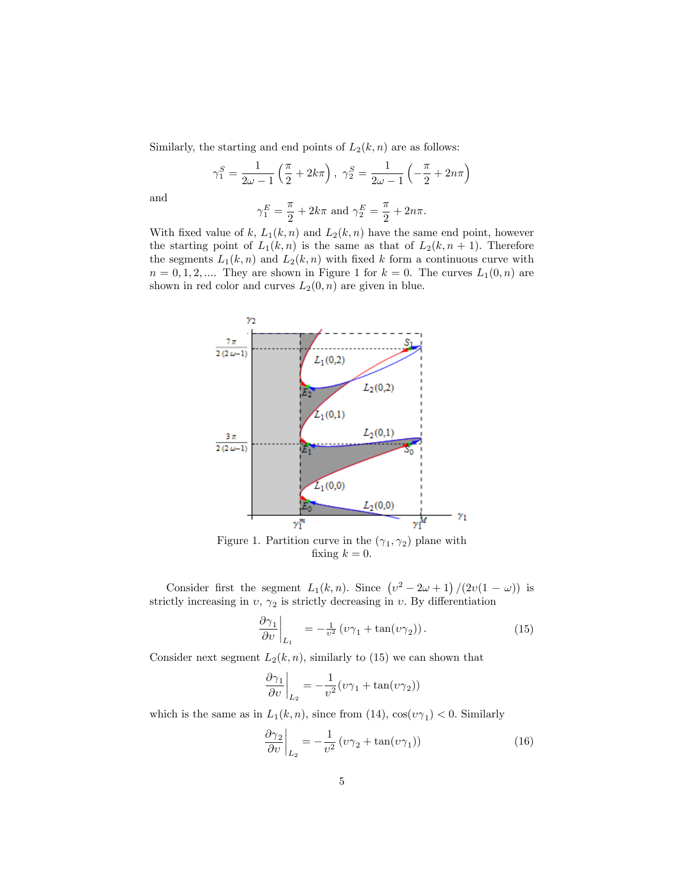Similarly, the starting and end points of $L_2(k,n)$ are as follows:

$$\gamma_1^S = \frac{1}{2\omega - 1}\left(\frac{\pi}{2} + 2k\pi\right), \ \gamma_2^S = \frac{1}{2\omega - 1}\left(-\frac{\pi}{2} + 2n\pi\right)$$

and

$$\gamma_1^E = \frac{\pi}{2} + 2k\pi \text{ and } \gamma_2^E = \frac{\pi}{2} + 2n\pi.$$

With fixed value of $k$, $L_1(k,n)$ and $L_2(k,n)$ have the same end point, however the starting point of $L_1(k,n)$ is the same as that of $L_2(k,n+1)$. Therefore the segments $L_1(k,n)$ and $L_2(k,n)$ with fixed $k$ form a continuous curve with $n = 0, 1, 2, ....$ They are shown in Figure 1 for $k = 0$. The curves $L_1(0,n)$ are shown in red color and curves $L_2(0,n)$ are given in blue.

Figure 1. Partition curve in the $(\gamma_1, \gamma_2)$ plane with fixing $k = 0$.

Consider first the segment $L_1(k,n)$. Since $\left(\upsilon^2 - 2\omega + 1\right)/(2\upsilon(1-\omega))$ is strictly increasing in $\upsilon$, $\gamma_2$ is strictly decreasing in $\upsilon$. By differentiation

$$\left.\frac{\partial \gamma_1}{\partial \upsilon}\right|_{L_1} = -\tfrac{1}{\upsilon^2}\left(\upsilon\gamma_1 + \tan(\upsilon\gamma_2)\right). \tag{15}$$

Consider next segment $L_2(k,n)$, similarly to (15) we can shown that

$$\left.\frac{\partial \gamma_1}{\partial \upsilon}\right|_{L_2} = -\frac{1}{\upsilon^2}(\upsilon\gamma_1 + \tan(\upsilon\gamma_2))$$

which is the same as in $L_1(k,n)$, since from (14), $\cos(\upsilon\gamma_1) < 0$. Similarly

$$\left.\frac{\partial \gamma_2}{\partial \upsilon}\right|_{L_2} = -\frac{1}{\upsilon^2}\left(\upsilon\gamma_2 + \tan(\upsilon\gamma_1)\right) \tag{16}$$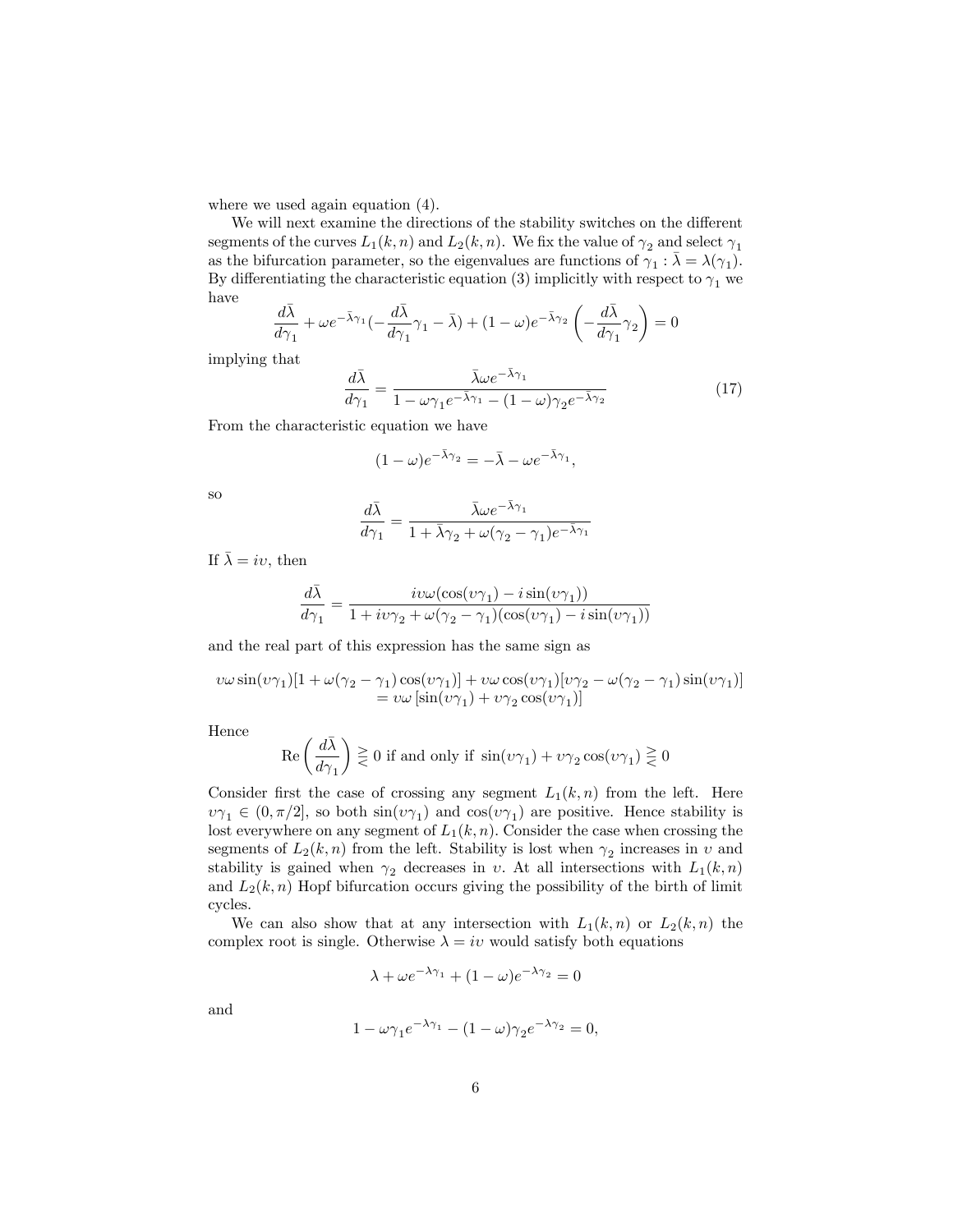where we used again equation (4).

We will next examine the directions of the stability switches on the different segments of the curves $L_1(k,n)$ and $L_2(k,n)$. We fix the value of $\gamma_2$ and select $\gamma_1$ as the bifurcation parameter, so the eigenvalues are functions of $\gamma_1 : \bar{\lambda} = \lambda(\gamma_1)$. By differentiating the characteristic equation (3) implicitly with respect to $\gamma_1$ we have

$$\frac{d\bar{\lambda}}{d\gamma_1} + \omega e^{-\bar{\lambda}\gamma_1}(-\frac{d\bar{\lambda}}{d\gamma_1}\gamma_1 - \bar{\lambda}) + (1-\omega)e^{-\bar{\lambda}\gamma_2}\left(-\frac{d\bar{\lambda}}{d\gamma_1}\gamma_2\right) = 0$$

implying that

$$\frac{d\bar{\lambda}}{d\gamma_1} = \frac{\bar{\lambda}\omega e^{-\bar{\lambda}\gamma_1}}{1 - \omega\gamma_1 e^{-\bar{\lambda}\gamma_1} - (1-\omega)\gamma_2 e^{-\bar{\lambda}\gamma_2}} \tag{17}$$

From the characteristic equation we have

$$(1-\omega)e^{-\bar{\lambda}\gamma_2} = -\bar{\lambda} - \omega e^{-\bar{\lambda}\gamma_1},$$

so

$$\frac{d\bar{\lambda}}{d\gamma_1} = \frac{\bar{\lambda}\omega e^{-\bar{\lambda}\gamma_1}}{1 + \bar{\lambda}\gamma_2 + \omega(\gamma_2 - \gamma_1)e^{-\bar{\lambda}\gamma_1}}$$

If $\bar{\lambda} = i\upsilon$, then

$$\frac{d\bar{\lambda}}{d\gamma_1} = \frac{i\upsilon\omega(\cos(\upsilon\gamma_1) - i\sin(\upsilon\gamma_1))}{1 + i\upsilon\gamma_2 + \omega(\gamma_2 - \gamma_1)(\cos(\upsilon\gamma_1) - i\sin(\upsilon\gamma_1))}$$

and the real part of this expression has the same sign as

$$\begin{aligned}\upsilon\omega\sin(\upsilon\gamma_1)[1 + \omega(\gamma_2 - \gamma_1)\cos(\upsilon\gamma_1)] + \upsilon\omega\cos(\upsilon\gamma_1)[\upsilon\gamma_2 - \omega(\gamma_2 - \gamma_1)\sin(\upsilon\gamma_1)] \\ = \upsilon\omega\left[\sin(\upsilon\gamma_1) + \upsilon\gamma_2\cos(\upsilon\gamma_1)\right]\end{aligned}$$

Hence

$$\text{Re}\left(\frac{d\bar{\lambda}}{d\gamma_1}\right) \gtreqless 0 \text{ if and only if } \sin(\upsilon\gamma_1) + \upsilon\gamma_2\cos(\upsilon\gamma_1) \gtreqless 0$$

Consider first the case of crossing any segment $L_1(k,n)$ from the left. Here $\upsilon\gamma_1 \in (0, \pi/2]$, so both $\sin(\upsilon\gamma_1)$ and $\cos(\upsilon\gamma_1)$ are positive. Hence stability is lost everywhere on any segment of $L_1(k,n)$. Consider the case when crossing the segments of $L_2(k,n)$ from the left. Stability is lost when $\gamma_2$ increases in $\upsilon$ and stability is gained when $\gamma_2$ decreases in $\upsilon$. At all intersections with $L_1(k,n)$ and $L_2(k,n)$ Hopf bifurcation occurs giving the possibility of the birth of limit cycles.

We can also show that at any intersection with $L_1(k,n)$ or $L_2(k,n)$ the complex root is single. Otherwise $\lambda = i\upsilon$ would satisfy both equations

$$\lambda + \omega e^{-\lambda\gamma_1} + (1-\omega)e^{-\lambda\gamma_2} = 0$$

and

$$1 - \omega\gamma_1 e^{-\lambda\gamma_1} - (1-\omega)\gamma_2 e^{-\lambda\gamma_2} = 0,$$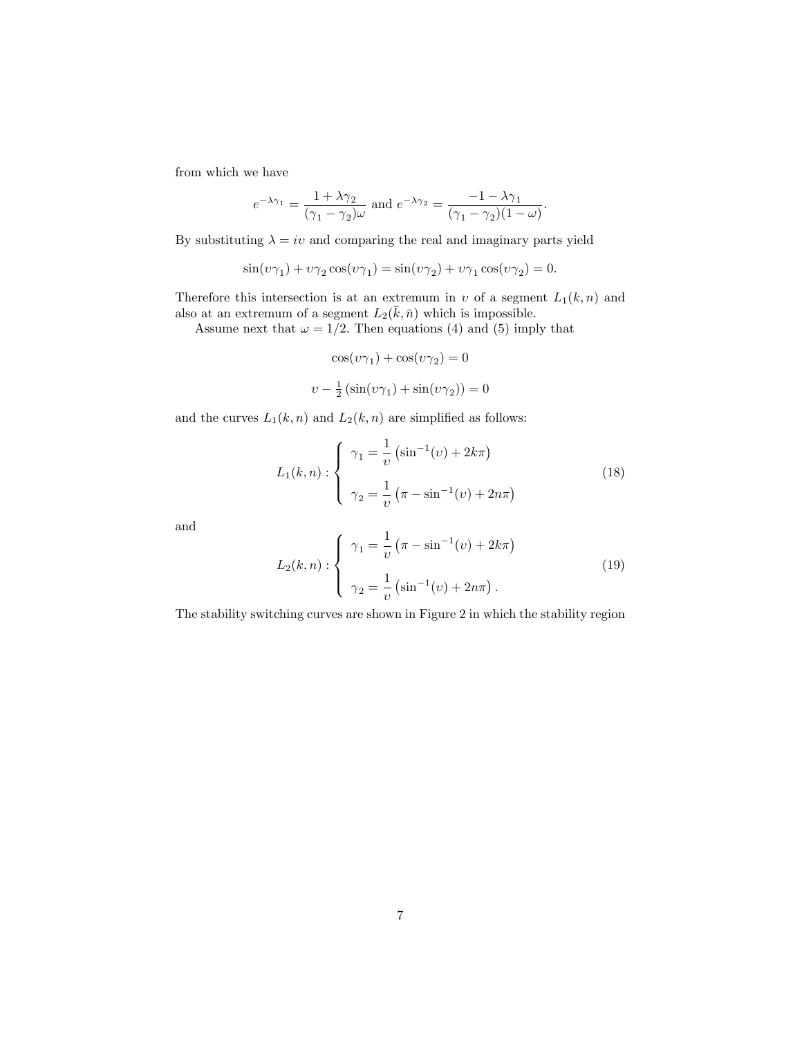from which we have

$$e^{-\lambda\gamma_1} = \frac{1+\lambda\gamma_2}{(\gamma_1-\gamma_2)\omega} \text{ and } e^{-\lambda\gamma_2} = \frac{-1-\lambda\gamma_1}{(\gamma_1-\gamma_2)(1-\omega)}.$$

By substituting $\lambda = i\upsilon$ and comparing the real and imaginary parts yield

$$\sin(\upsilon\gamma_1) + \upsilon\gamma_2\cos(\upsilon\gamma_1) = \sin(\upsilon\gamma_2) + \upsilon\gamma_1\cos(\upsilon\gamma_2) = 0.$$

Therefore this intersection is at an extremum in $\upsilon$ of a segment $L_1(k,n)$ and also at an extremum of a segment $L_2(\bar{k},\bar{n})$ which is impossible.

Assume next that $\omega = 1/2$. Then equations (4) and (5) imply that

$$\cos(\upsilon\gamma_1) + \cos(\upsilon\gamma_2) = 0$$

$$\upsilon - \tfrac{1}{2}\left(\sin(\upsilon\gamma_1) + \sin(\upsilon\gamma_2)\right) = 0$$

and the curves $L_1(k,n)$ and $L_2(k,n)$ are simplified as follows:

$$L_1(k,n) : \begin{cases} \gamma_1 = \dfrac{1}{\upsilon}\left(\sin^{-1}(\upsilon) + 2k\pi\right) \\[2ex] \gamma_2 = \dfrac{1}{\upsilon}\left(\pi - \sin^{-1}(\upsilon) + 2n\pi\right) \end{cases} \tag{18}$$

and

$$L_2(k,n) : \begin{cases} \gamma_1 = \dfrac{1}{\upsilon}\left(\pi - \sin^{-1}(\upsilon) + 2k\pi\right) \\[2ex] \gamma_2 = \dfrac{1}{\upsilon}\left(\sin^{-1}(\upsilon) + 2n\pi\right). \end{cases} \tag{19}$$

The stability switching curves are shown in Figure 2 in which the stability region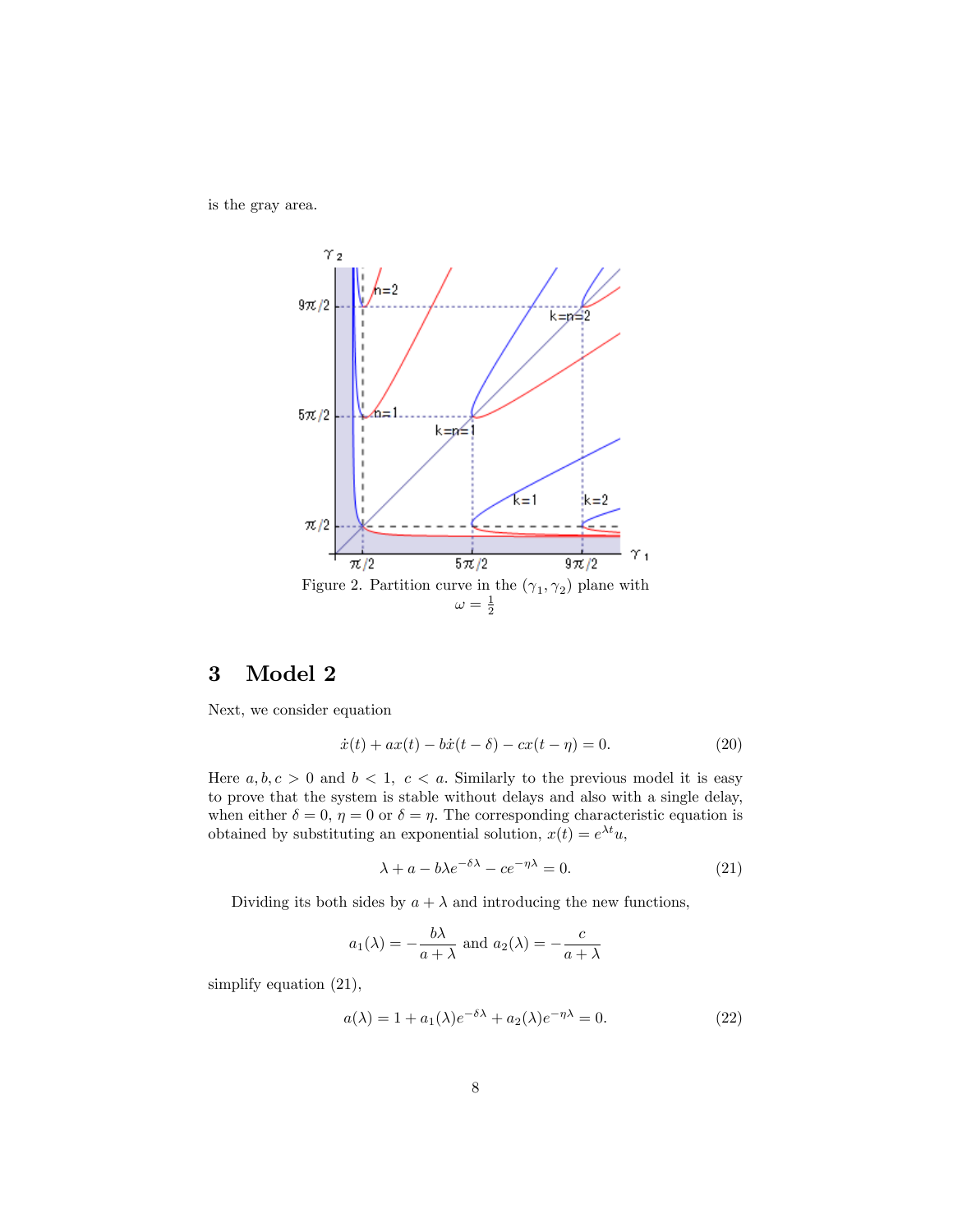is the gray area.

Figure 2. Partition curve in the $(\gamma_1, \gamma_2)$ plane with $\omega = \frac{1}{2}$

## 3 Model 2

Next, we consider equation

$$\dot{x}(t) + ax(t) - b\dot{x}(t-\delta) - cx(t-\eta) = 0. \tag{20}$$

Here $a, b, c > 0$ and $b < 1,\ c < a$. Similarly to the previous model it is easy to prove that the system is stable without delays and also with a single delay, when either $\delta = 0$, $\eta = 0$ or $\delta = \eta$. The corresponding characteristic equation is obtained by substituting an exponential solution, $x(t) = e^{\lambda t}u$,

$$\lambda + a - b\lambda e^{-\delta\lambda} - ce^{-\eta\lambda} = 0. \tag{21}$$

Dividing its both sides by $a + \lambda$ and introducing the new functions,

$$a_1(\lambda) = -\frac{b\lambda}{a+\lambda} \text{ and } a_2(\lambda) = -\frac{c}{a+\lambda}$$

simplify equation (21),

$$a(\lambda) = 1 + a_1(\lambda)e^{-\delta\lambda} + a_2(\lambda)e^{-\eta\lambda} = 0. \tag{22}$$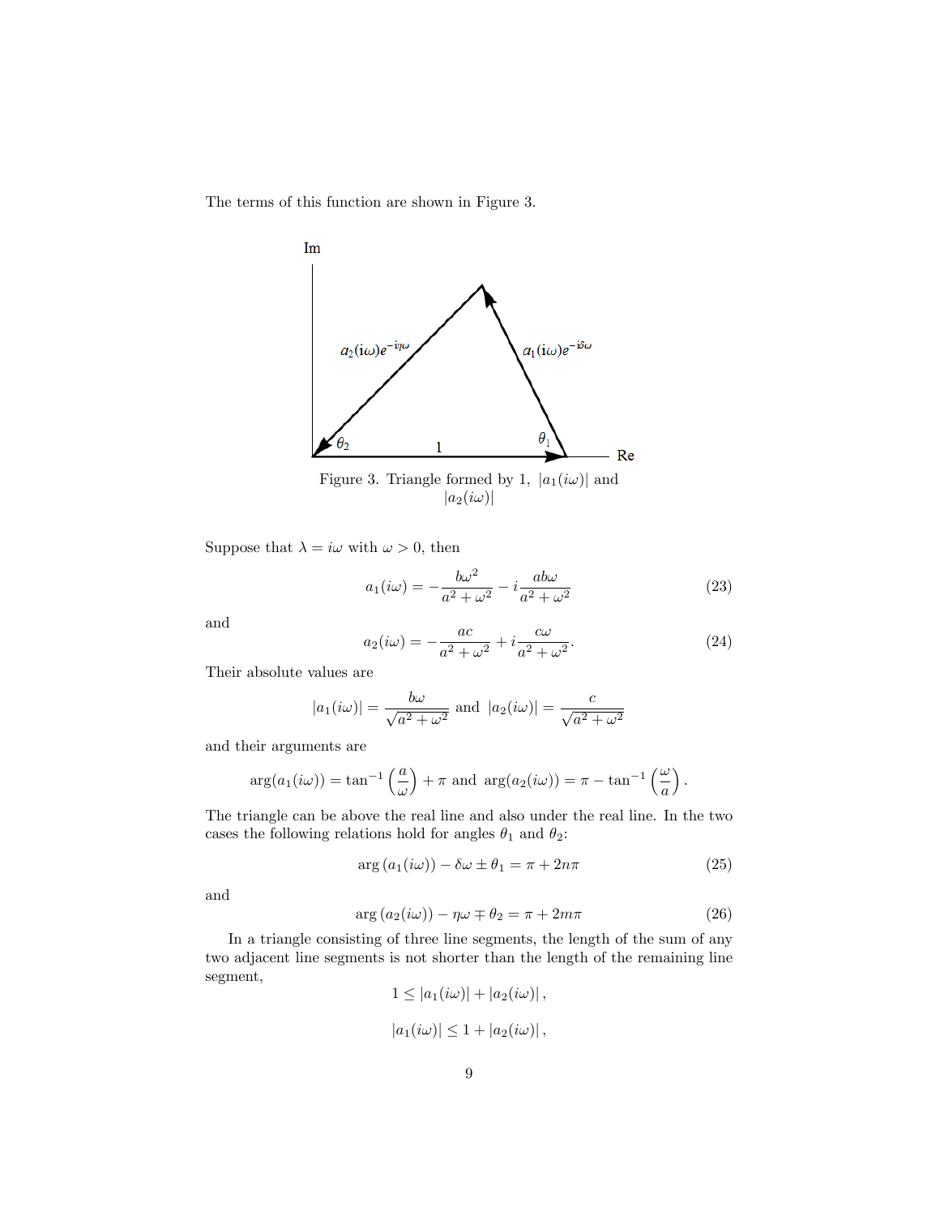The terms of this function are shown in Figure 3.

Figure 3. Triangle formed by 1, $|a_1(i\omega)|$ and $|a_2(i\omega)|$

Suppose that $\lambda = i\omega$ with $\omega > 0$, then

$$a_1(i\omega) = -\frac{b\omega^2}{a^2+\omega^2} - i\frac{ab\omega}{a^2+\omega^2} \tag{23}$$

and

$$a_2(i\omega) = -\frac{ac}{a^2+\omega^2} + i\frac{c\omega}{a^2+\omega^2}. \tag{24}$$

Their absolute values are

$$|a_1(i\omega)| = \frac{b\omega}{\sqrt{a^2+\omega^2}} \text{ and } |a_2(i\omega)| = \frac{c}{\sqrt{a^2+\omega^2}}$$

and their arguments are

$$\arg(a_1(i\omega)) = \tan^{-1}\left(\frac{a}{\omega}\right) + \pi \text{ and } \arg(a_2(i\omega)) = \pi - \tan^{-1}\left(\frac{\omega}{a}\right).$$

The triangle can be above the real line and also under the real line. In the two cases the following relations hold for angles $\theta_1$ and $\theta_2$:

$$\arg\left(a_1(i\omega)\right) - \delta\omega \pm \theta_1 = \pi + 2n\pi \tag{25}$$

and

$$\arg\left(a_2(i\omega)\right) - \eta\omega \mp \theta_2 = \pi + 2m\pi \tag{26}$$

In a triangle consisting of three line segments, the length of the sum of any two adjacent line segments is not shorter than the length of the remaining line segment,

$$1 \leq |a_1(i\omega)| + |a_2(i\omega)|,$$

$$|a_1(i\omega)| \leq 1 + |a_2(i\omega)|,$$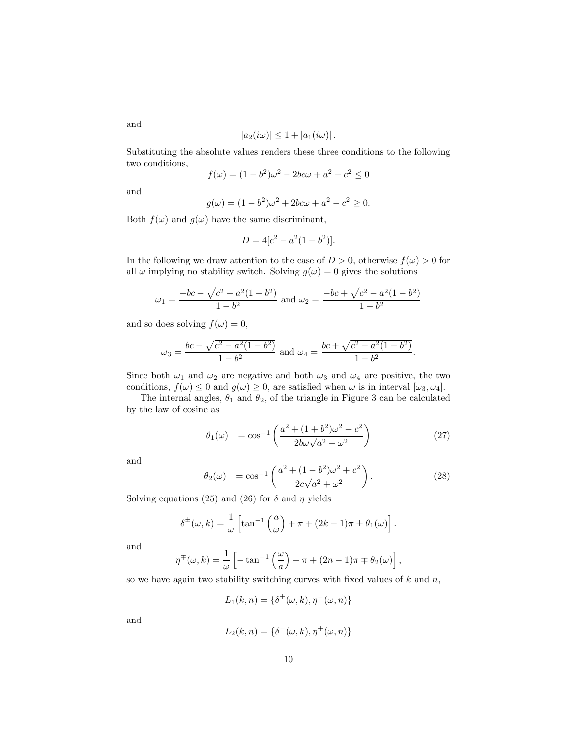and

$$|a_2(i\omega)| \leq 1 + |a_1(i\omega)|.$$

Substituting the absolute values renders these three conditions to the following two conditions,

$$f(\omega) = (1 - b^2)\omega^2 - 2bc\omega + a^2 - c^2 \leq 0$$

and

$$g(\omega) = (1 - b^2)\omega^2 + 2bc\omega + a^2 - c^2 \geq 0.$$

Both $f(\omega)$ and $g(\omega)$ have the same discriminant,

$$D = 4[c^2 - a^2(1 - b^2)].$$

In the following we draw attention to the case of $D > 0$, otherwise $f(\omega) > 0$ for all $\omega$ implying no stability switch. Solving $g(\omega) = 0$ gives the solutions

$$\omega_1 = \frac{-bc - \sqrt{c^2 - a^2(1 - b^2)}}{1 - b^2} \text{ and } \omega_2 = \frac{-bc + \sqrt{c^2 - a^2(1 - b^2)}}{1 - b^2}$$

and so does solving $f(\omega) = 0$,

$$\omega_3 = \frac{bc - \sqrt{c^2 - a^2(1 - b^2)}}{1 - b^2} \text{ and } \omega_4 = \frac{bc + \sqrt{c^2 - a^2(1 - b^2)}}{1 - b^2}.$$

Since both $\omega_1$ and $\omega_2$ are negative and both $\omega_3$ and $\omega_4$ are positive, the two conditions, $f(\omega) \leq 0$ and $g(\omega) \geq 0$, are satisfied when $\omega$ is in interval $[\omega_3, \omega_4]$.

The internal angles, $\theta_1$ and $\theta_2$, of the triangle in Figure 3 can be calculated by the law of cosine as

$$\theta_1(\omega) \quad = \cos^{-1}\left(\frac{a^2 + (1 + b^2)\omega^2 - c^2}{2b\omega\sqrt{a^2 + \omega^2}}\right) \tag{27}$$

and

$$\theta_2(\omega) \quad = \cos^{-1}\left(\frac{a^2 + (1 - b^2)\omega^2 + c^2}{2c\sqrt{a^2 + \omega^2}}\right). \tag{28}$$

Solving equations (25) and (26) for $\delta$ and $\eta$ yields

$$\delta^{\pm}(\omega, k) = \frac{1}{\omega}\left[\tan^{-1}\left(\frac{a}{\omega}\right) + \pi + (2k - 1)\pi \pm \theta_1(\omega)\right].$$

and

$$\eta^{\mp}(\omega, k) = \frac{1}{\omega}\left[-\tan^{-1}\left(\frac{\omega}{a}\right) + \pi + (2n - 1)\pi \mp \theta_2(\omega)\right],$$

so we have again two stability switching curves with fixed values of $k$ and $n$,

$$L_1(k, n) = \{\delta^+(\omega, k), \eta^-(\omega, n)\}$$

and

$$L_2(k, n) = \{\delta^-(\omega, k), \eta^+(\omega, n)\}$$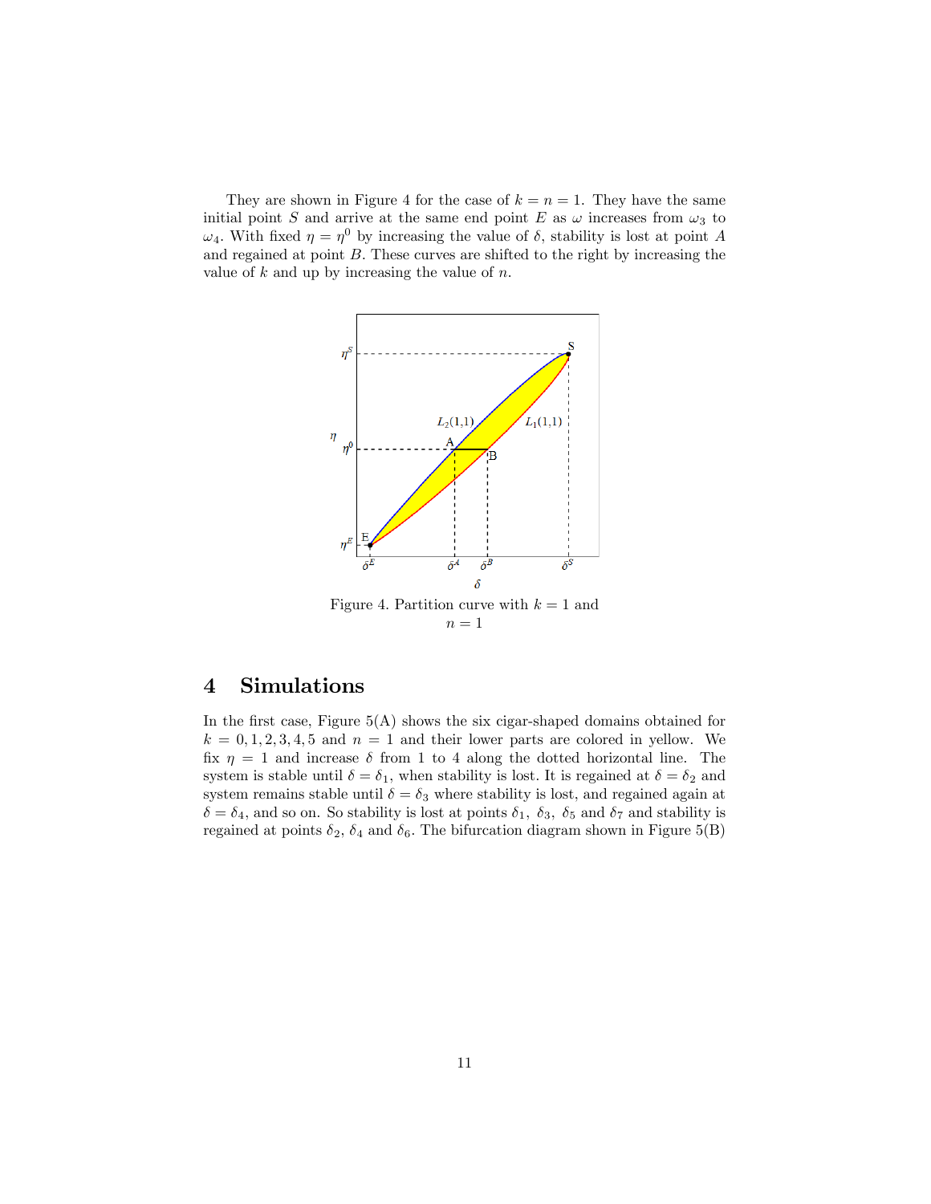They are shown in Figure 4 for the case of $k = n = 1$. They have the same initial point $S$ and arrive at the same end point $E$ as $\omega$ increases from $\omega_3$ to $\omega_4$. With fixed $\eta = \eta^0$ by increasing the value of $\delta$, stability is lost at point $A$ and regained at point $B$. These curves are shifted to the right by increasing the value of $k$ and up by increasing the value of $n$.

Figure 4. Partition curve with $k = 1$ and $n = 1$

## 4 Simulations

In the first case, Figure 5(A) shows the six cigar-shaped domains obtained for $k = 0, 1, 2, 3, 4, 5$ and $n = 1$ and their lower parts are colored in yellow. We fix $\eta = 1$ and increase $\delta$ from 1 to 4 along the dotted horizontal line. The system is stable until $\delta = \delta_1$, when stability is lost. It is regained at $\delta = \delta_2$ and system remains stable until $\delta = \delta_3$ where stability is lost, and regained again at $\delta = \delta_4$, and so on. So stability is lost at points $\delta_1$, $\delta_3$, $\delta_5$ and $\delta_7$ and stability is regained at points $\delta_2$, $\delta_4$ and $\delta_6$. The bifurcation diagram shown in Figure 5(B)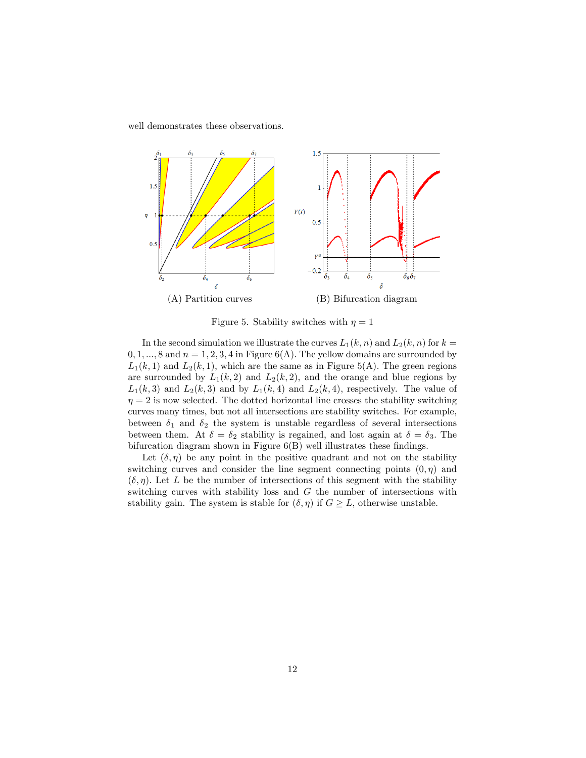well demonstrates these observations.

(A) Partition curves

(B) Bifurcation diagram

Figure 5. Stability switches with $\eta = 1$

In the second simulation we illustrate the curves $L_1(k,n)$ and $L_2(k,n)$ for $k = 0,1,...,8$ and $n = 1,2,3,4$ in Figure 6(A). The yellow domains are surrounded by $L_1(k,1)$ and $L_2(k,1)$, which are the same as in Figure 5(A). The green regions are surrounded by $L_1(k,2)$ and $L_2(k,2)$, and the orange and blue regions by $L_1(k,3)$ and $L_2(k,3)$ and by $L_1(k,4)$ and $L_2(k,4)$, respectively. The value of $\eta = 2$ is now selected. The dotted horizontal line crosses the stability switching curves many times, but not all intersections are stability switches. For example, between $\delta_1$ and $\delta_2$ the system is unstable regardless of several intersections between them. At $\delta = \delta_2$ stability is regained, and lost again at $\delta = \delta_3$. The bifurcation diagram shown in Figure 6(B) well illustrates these findings.

Let $(\delta, \eta)$ be any point in the positive quadrant and not on the stability switching curves and consider the line segment connecting points $(0, \eta)$ and $(\delta, \eta)$. Let $L$ be the number of intersections of this segment with the stability switching curves with stability loss and $G$ the number of intersections with stability gain. The system is stable for $(\delta, \eta)$ if $G \geq L$, otherwise unstable.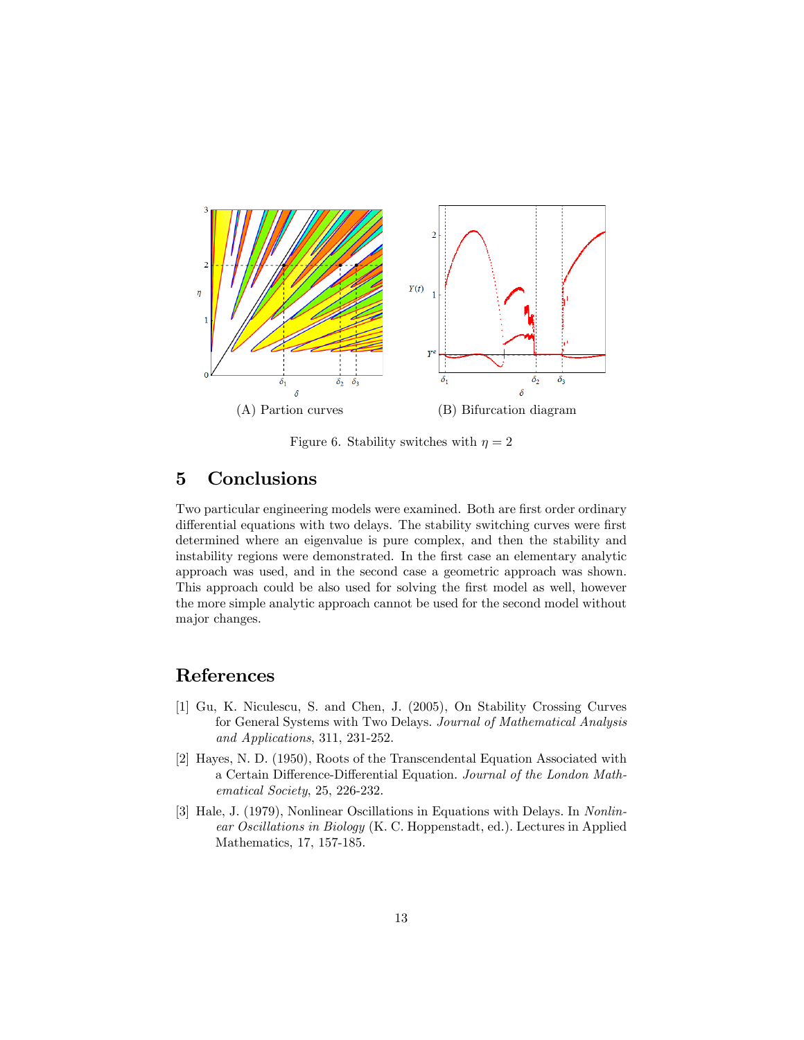(A) Partion curves

(B) Bifurcation diagram

Figure 6. Stability switches with $\eta = 2$

## 5 Conclusions

Two particular engineering models were examined. Both are first order ordinary differential equations with two delays. The stability switching curves were first determined where an eigenvalue is pure complex, and then the stability and instability regions were demonstrated. In the first case an elementary analytic approach was used, and in the second case a geometric approach was shown. This approach could be also used for solving the first model as well, however the more simple analytic approach cannot be used for the second model without major changes.

## References

[1] Gu, K. Niculescu, S. and Chen, J. (2005), On Stability Crossing Curves for General Systems with Two Delays. *Journal of Mathematical Analysis and Applications*, 311, 231-252.

[2] Hayes, N. D. (1950), Roots of the Transcendental Equation Associated with a Certain Difference-Differential Equation. *Journal of the London Mathematical Society*, 25, 226-232.

[3] Hale, J. (1979), Nonlinear Oscillations in Equations with Delays. In *Nonlinear Oscillations in Biology* (K. C. Hoppenstadt, ed.). Lectures in Applied Mathematics, 17, 157-185.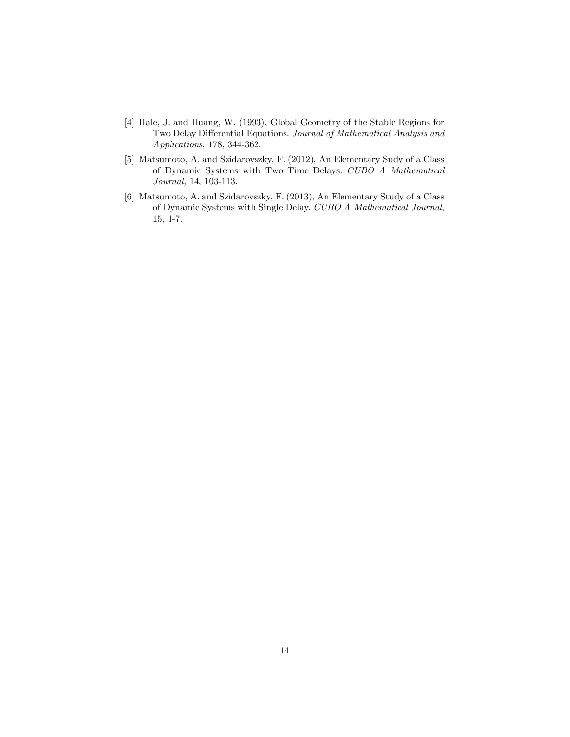[4] Hale, J. and Huang, W. (1993), Global Geometry of the Stable Regions for Two Delay Differential Equations. *Journal of Mathematical Analysis and Applications*, 178, 344-362.

[5] Matsumoto, A. and Szidarovszky, F. (2012), An Elementary Sudy of a Class of Dynamic Systems with Two Time Delays. *CUBO A Mathematical Journal,* 14, 103-113.

[6] Matsumoto, A. and Szidarovszky, F. (2013), An Elementary Study of a Class of Dynamic Systems with Single Delay. *CUBO A Mathematical Journal*, 15, 1-7.